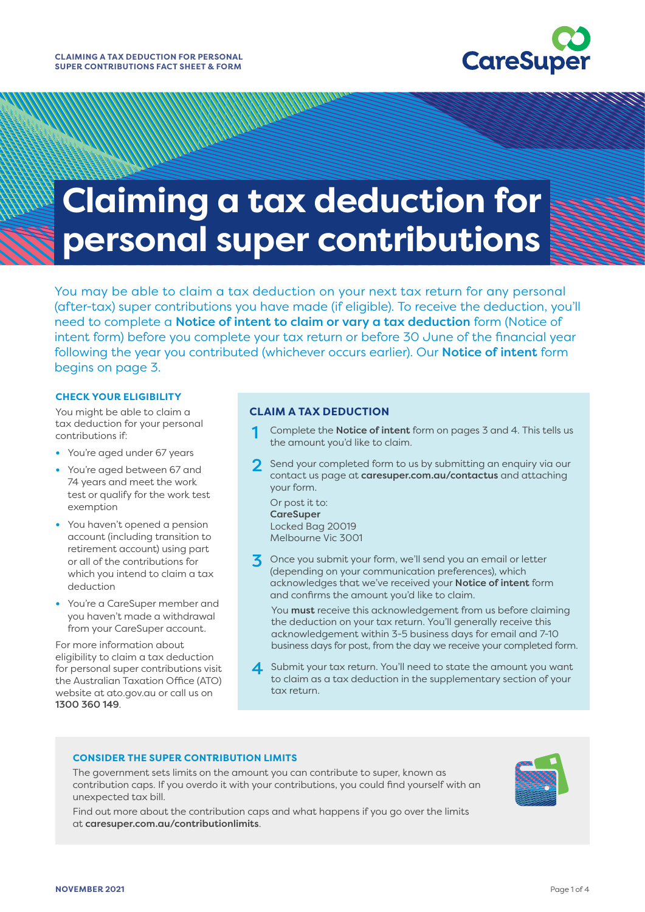# Claiming a tax deduction for personal super contributions

You may be able to claim a tax deduction on your next tax return for any personal (after-tax) super contributions you have made (if eligible). To receive the deduction, you'll need to complete a **Notice of intent to claim or vary a tax deduction** form (Notice of intent form) before you complete your tax return or before 30 June of the financial year following the year you contributed (whichever occurs earlier). Our **Notice of intent** form begins on page 3.

## CHECK YOUR ELIGIBILITY

You might be able to claim a tax deduction for your personal contributions if:

- You're aged under 67 years
- You're aged between 67 and 74 years and meet the work test or qualify for the work test exemption
- You haven't opened a pension account (including transition to retirement account) using part or all of the contributions for which you intend to claim a tax deduction
- You're a CareSuper member and you haven't made a withdrawal from your CareSuper account.

For more information about eligibility to claim a tax deduction for personal super contributions visit the Australian Taxation Office (ATO) website at ato.gov.au or call us on **1300 360 149**.

## CLAIM A TAX DEDUCTION

1. Complete the **Notice of intent** form on pages 3 and 4. This tells us the amount you'd like to claim.
2. Send your completed form to us by submitting an enquiry via our contact us page at **caresuper.com.au/contactus** and attaching your form.

   Or post it to:
   **CareSuper**
   Locked Bag 20019
   Melbourne Vic 3001
3. Once you submit your form, we'll send you an email or letter (depending on your communication preferences), which acknowledges that we've received your **Notice of intent** form and confirms the amount you'd like to claim.

   You **must** receive this acknowledgement from us before claiming the deduction on your tax return. You'll generally receive this acknowledgement within 3-5 business days for email and 7-10 business days for post, from the day we receive your completed form.
4. Submit your tax return. You'll need to state the amount you want to claim as a tax deduction in the supplementary section of your tax return.

## CONSIDER THE SUPER CONTRIBUTION LIMITS

The government sets limits on the amount you can contribute to super, known as contribution caps. If you overdo it with your contributions, you could find yourself with an unexpected tax bill.

Find out more about the contribution caps and what happens if you go over the limits at **caresuper.com.au/contributionlimits**.

NOVEMBER 2021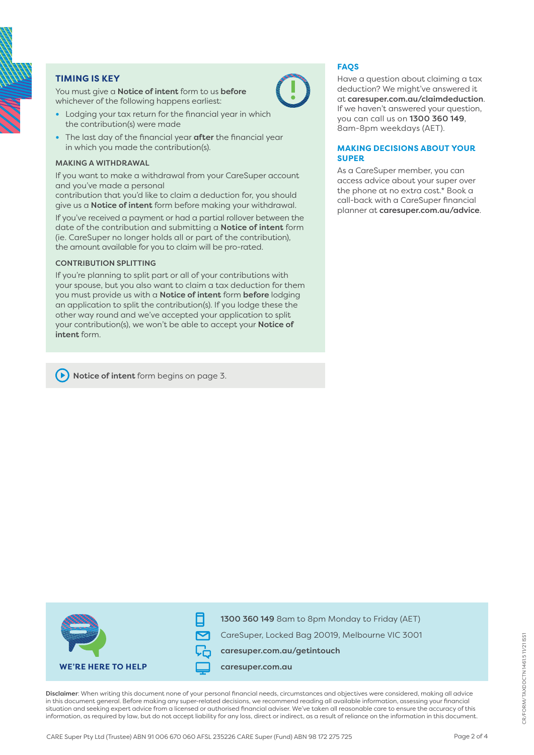## TIMING IS KEY

You must give a **Notice of intent** form to us **before** whichever of the following happens earliest:

- Lodging your tax return for the financial year in which the contribution(s) were made
- The last day of the financial year **after** the financial year in which you made the contribution(s).

### MAKING A WITHDRAWAL

If you want to make a withdrawal from your CareSuper account and you've made a personal contribution that you'd like to claim a deduction for, you should give us a **Notice of intent** form before making your withdrawal.

If you've received a payment or had a partial rollover between the date of the contribution and submitting a **Notice of intent** form (ie. CareSuper no longer holds all or part of the contribution), the amount available for you to claim will be pro-rated.

### CONTRIBUTION SPLITTING

If you're planning to split part or all of your contributions with your spouse, but you also want to claim a tax deduction for them you must provide us with a **Notice of intent** form **before** lodging an application to split the contribution(s). If you lodge these the other way round and we've accepted your application to split your contribution(s), we won't be able to accept your **Notice of intent** form.

**Notice of intent** form begins on page 3.

## FAQS

Have a question about claiming a tax deduction? We might've answered it at **caresuper.com.au/claimdeduction**. If we haven't answered your question, you can call us on **1300 360 149**, 8am-8pm weekdays (AET).

## MAKING DECISIONS ABOUT YOUR SUPER

As a CareSuper member, you can access advice about your super over the phone at no extra cost.* Book a call-back with a CareSuper financial planner at **caresuper.com.au/advice**.

## WE'RE HERE TO HELP

**1300 360 149** 8am to 8pm Monday to Friday (AET)

CareSuper, Locked Bag 20019, Melbourne VIC 3001

**caresuper.com.au/getintouch**

**caresuper.com.au**

**Disclaimer**: When writing this document none of your personal financial needs, circumstances and objectives were considered, making all advice in this document general. Before making any super-related decisions, we recommend reading all available information, assessing your financial situation and seeking expert advice from a licensed or authorised financial adviser. We've taken all reasonable care to ensure the accuracy of this information, as required by law, but do not accept liability for any loss, direct or indirect, as a result of reliance on the information in this document.

CARE Super Pty Ltd (Trustee) ABN 91 006 670 060 AFSL 235226 CARE Super (Fund) ABN 98 172 275 725

CR/FORM/ TAXDDCTN 14615 11/21 ISS1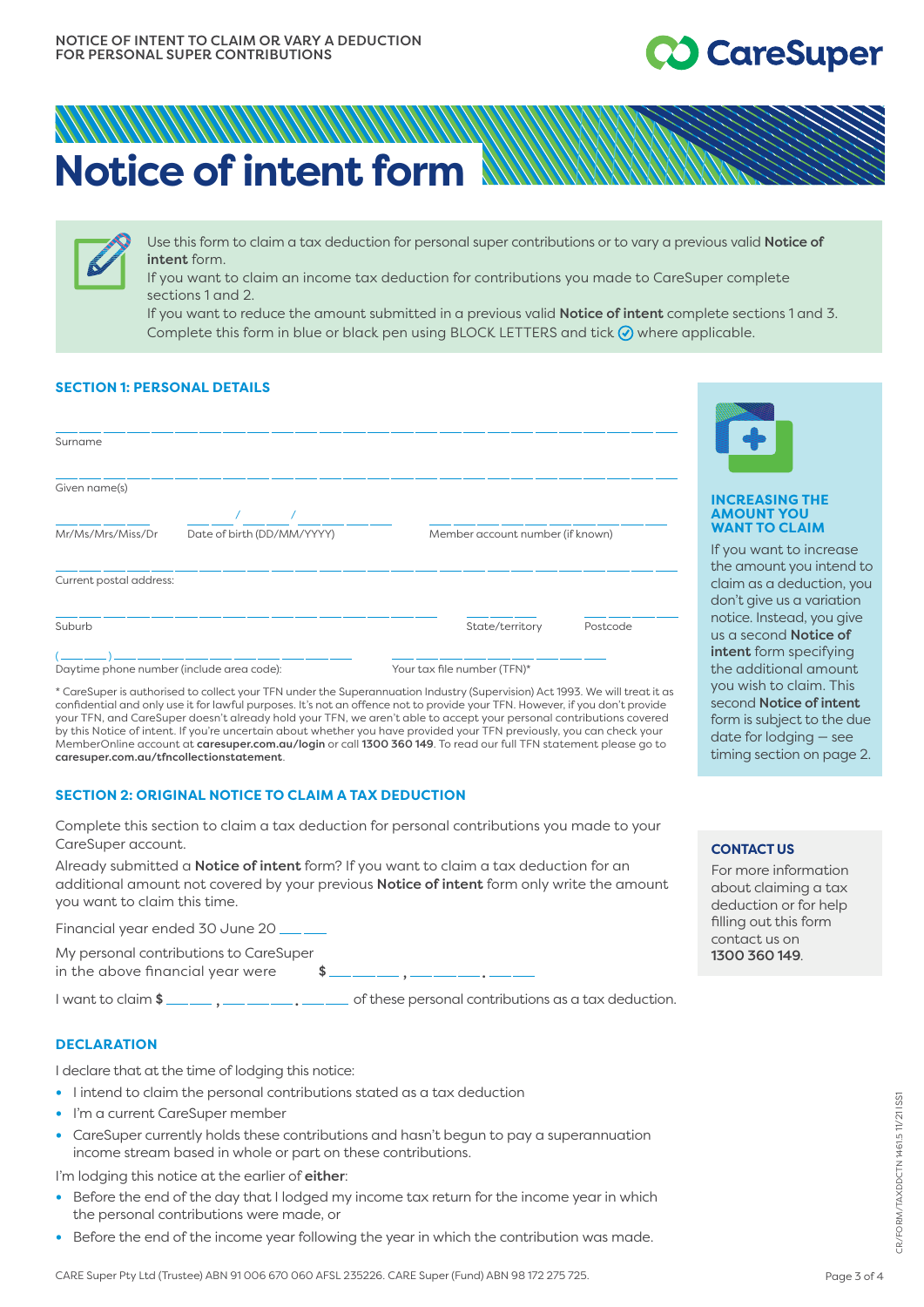NOTICE OF INTENT TO CLAIM OR VARY A DEDUCTION FOR PERSONAL SUPER CONTRIBUTIONS

# Notice of intent form

Use this form to claim a tax deduction for personal super contributions or to vary a previous valid **Notice of intent** form.

If you want to claim an income tax deduction for contributions you made to CareSuper complete sections 1 and 2.

If you want to reduce the amount submitted in a previous valid **Notice of intent** complete sections 1 and 3.

Complete this form in blue or black pen using BLOCK LETTERS and tick where applicable.

## SECTION 1: PERSONAL DETAILS

Surname ______________________________

Given name(s) ______________________________

Mr/Mrs/Miss/Dr ______ Date of birth (DD/MM/YYYY) ___/___/_____ Member account number (if known) __________

Current postal address: ______________________________

Suburb __________ State/territory ______ Postcode ______

Daytime phone number (include area code): (___) __________ Your tax file number (TFN)* __________

\* CareSuper is authorised to collect your TFN under the Superannuation Industry (Supervision) Act 1993. We will treat it as confidential and only use it for lawful purposes. It's not an offence not to provide your TFN. However, if you don't provide your TFN, and CareSuper doesn't already hold your TFN, we aren't able to accept your personal contributions covered by this Notice of intent. If you're uncertain about whether you have provided your TFN previously, you can check your MemberOnline account at **caresuper.com.au/login** or call **1300 360 149**. To read our full TFN statement please go to **caresuper.com.au/tfncollectionstatement**.

## SECTION 2: ORIGINAL NOTICE TO CLAIM A TAX DEDUCTION

Complete this section to claim a tax deduction for personal contributions you made to your CareSuper account.

Already submitted a **Notice of intent** form? If you want to claim a tax deduction for an additional amount not covered by your previous **Notice of intent** form only write the amount you want to claim this time.

Financial year ended 30 June 20 ___

My personal contributions to CareSuper in the above financial year were $ ___,___.__

I want to claim $ ___,___.__ of these personal contributions as a tax deduction.

### DECLARATION

I declare that at the time of lodging this notice:

- I intend to claim the personal contributions stated as a tax deduction
- I'm a current CareSuper member
- CareSuper currently holds these contributions and hasn't begun to pay a superannuation income stream based in whole or part on these contributions.

I'm lodging this notice at the earlier of **either**:

- Before the end of the day that I lodged my income tax return for the income year in which the personal contributions were made, or
- Before the end of the income year following the year in which the contribution was made.

### INCREASING THE AMOUNT YOU WANT TO CLAIM

If you want to increase the amount you intend to claim as a deduction, you don't give us a variation notice. Instead, you give us a second **Notice of intent** form specifying the additional amount you wish to claim. This second **Notice of intent** form is subject to the due date for lodging — see timing section on page 2.

### CONTACT US

For more information about claiming a tax deduction or for help filling out this form contact us on **1300 360 149**.

CARE Super Pty Ltd (Trustee) ABN 91 006 670 060 AFSL 235226. CARE Super (Fund) ABN 98 172 275 725.

CR/FORM/TAXDDCTN 14615 11/21 ISS1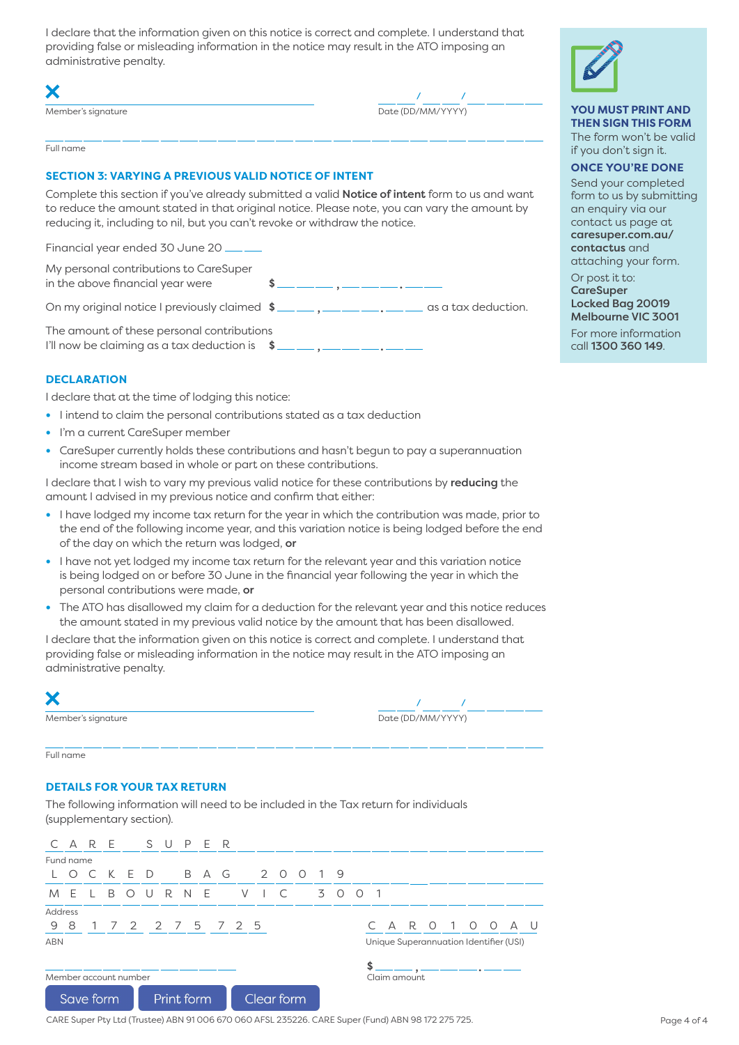I declare that the information given on this notice is correct and complete. I understand that providing false or misleading information in the notice may result in the ATO imposing an administrative penalty.

X ______________________________ Member's signature

___ / ___ / _____ Date (DD/MM/YYYY)

______________________________ Full name

## SECTION 3: VARYING A PREVIOUS VALID NOTICE OF INTENT

Complete this section if you've already submitted a valid **Notice of intent** form to us and want to reduce the amount stated in that original notice. Please note, you can vary the amount by reducing it, including to nil, but you can't revoke or withdraw the notice.

Financial year ended 30 June 20 ___

My personal contributions to CareSuper in the above financial year were $ ___ , ___ . ___

On my original notice I previously claimed $ ___ , ___ . ___ as a tax deduction.

The amount of these personal contributions I'll now be claiming as a tax deduction is $ ___ , ___ . ___

### DECLARATION

I declare that at the time of lodging this notice:

- I intend to claim the personal contributions stated as a tax deduction
- I'm a current CareSuper member
- CareSuper currently holds these contributions and hasn't begun to pay a superannuation income stream based in whole or part on these contributions.

I declare that I wish to vary my previous valid notice for these contributions by **reducing** the amount I advised in my previous notice and confirm that either:

- I have lodged my income tax return for the year in which the contribution was made, prior to the end of the following income year, and this variation notice is being lodged before the end of the day on which the return was lodged, **or**
- I have not yet lodged my income tax return for the relevant year and this variation notice is being lodged on or before 30 June in the financial year following the year in which the personal contributions were made, **or**
- The ATO has disallowed my claim for a deduction for the relevant year and this notice reduces the amount stated in my previous valid notice by the amount that has been disallowed.

I declare that the information given on this notice is correct and complete. I understand that providing false or misleading information in the notice may result in the ATO imposing an administrative penalty.

X ______________________________ Member's signature

___ / ___ / _____ Date (DD/MM/YYYY)

______________________________ Full name

### DETAILS FOR YOUR TAX RETURN

The following information will need to be included in the Tax return for individuals (supplementary section).

Fund name: CARE SUPER

Address: LOCKED BAG 20019 MELBOURNE VIC 3001

ABN: 98 172 275 725

Unique Superannuation Identifier (USI): CAR0100AU

Member account number: ______________

Claim amount: $ ___ , ___ . ___

Save form | Print form | Clear form

**YOU MUST PRINT AND THEN SIGN THIS FORM**
The form won't be valid if you don't sign it.

**ONCE YOU'RE DONE**
Send your completed form to us by submitting an enquiry via our contact us page at **caresuper.com.au/contactus** and attaching your form.

Or post it to:
**CareSuper**
**Locked Bag 20019**
**Melbourne VIC 3001**

For more information call **1300 360 149**.

CARE Super Pty Ltd (Trustee) ABN 91 006 670 060 AFSL 235226. CARE Super (Fund) ABN 98 172 275 725.